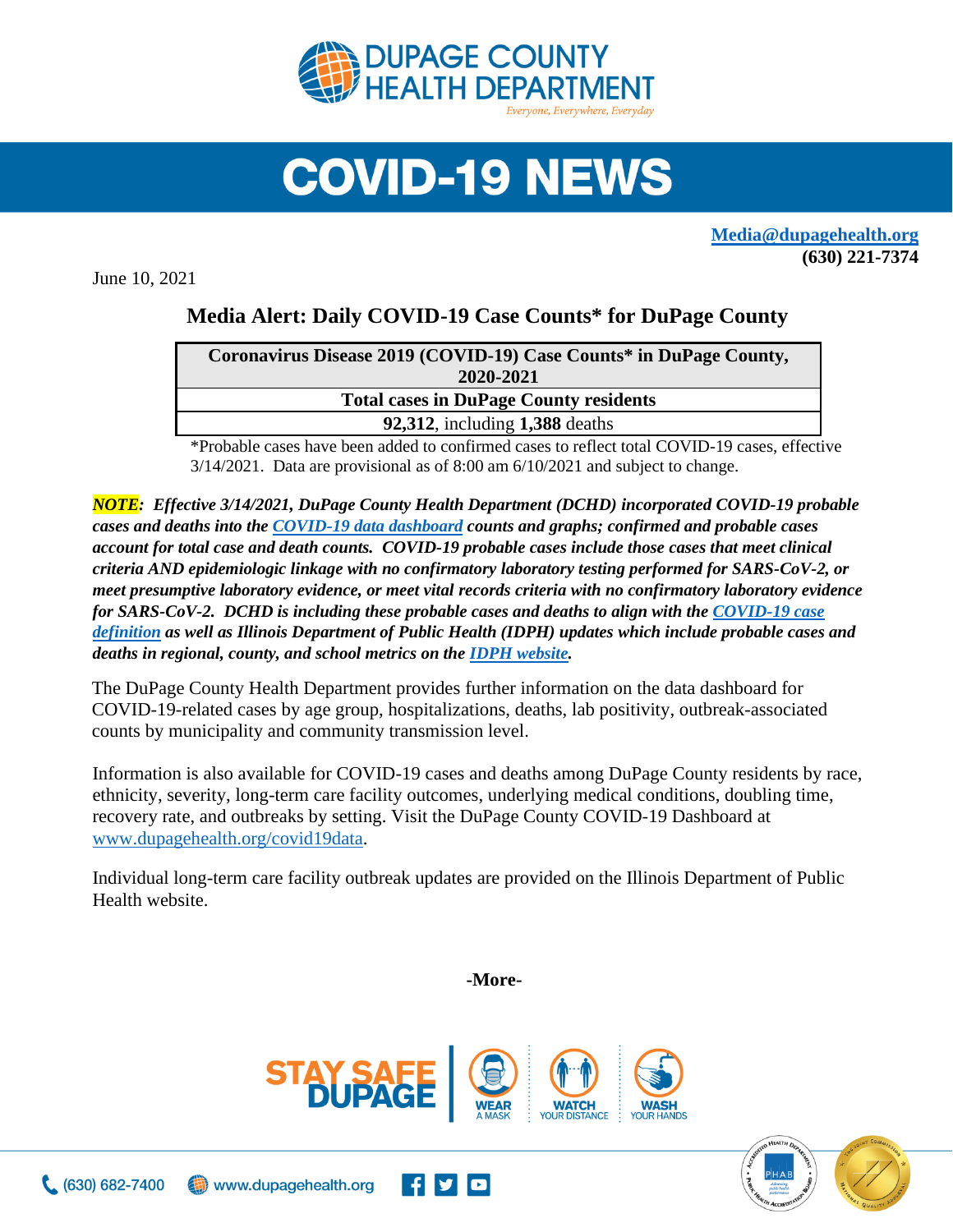# COVID-19 NEWS

**Media@dupagehealth.org**
**(630) 221-7374**

June 10, 2021

## Media Alert: Daily COVID-19 Case Counts* for DuPage County

| Coronavirus Disease 2019 (COVID-19) Case Counts* in DuPage County, 2020-2021 |
|---|
| **Total cases in DuPage County residents** |
| **92,312**, including **1,388** deaths |

*Probable cases have been added to confirmed cases to reflect total COVID-19 cases, effective 3/14/2021. Data are provisional as of 8:00 am 6/10/2021 and subject to change.

***NOTE*: *Effective 3/14/2021, DuPage County Health Department (DCHD) incorporated COVID-19 probable cases and deaths into the COVID-19 data dashboard counts and graphs; confirmed and probable cases account for total case and death counts. COVID-19 probable cases include those cases that meet clinical criteria AND epidemiologic linkage with no confirmatory laboratory testing performed for SARS-CoV-2, or meet presumptive laboratory evidence, or meet vital records criteria with no confirmatory laboratory evidence for SARS-CoV-2. DCHD is including these probable cases and deaths to align with the COVID-19 case definition as well as Illinois Department of Public Health (IDPH) updates which include probable cases and deaths in regional, county, and school metrics on the IDPH website.***

The DuPage County Health Department provides further information on the data dashboard for COVID-19-related cases by age group, hospitalizations, deaths, lab positivity, outbreak-associated counts by municipality and community transmission level.

Information is also available for COVID-19 cases and deaths among DuPage County residents by race, ethnicity, severity, long-term care facility outcomes, underlying medical conditions, doubling time, recovery rate, and outbreaks by setting. Visit the DuPage County COVID-19 Dashboard at www.dupagehealth.org/covid19data.

Individual long-term care facility outbreak updates are provided on the Illinois Department of Public Health website.

**-More-**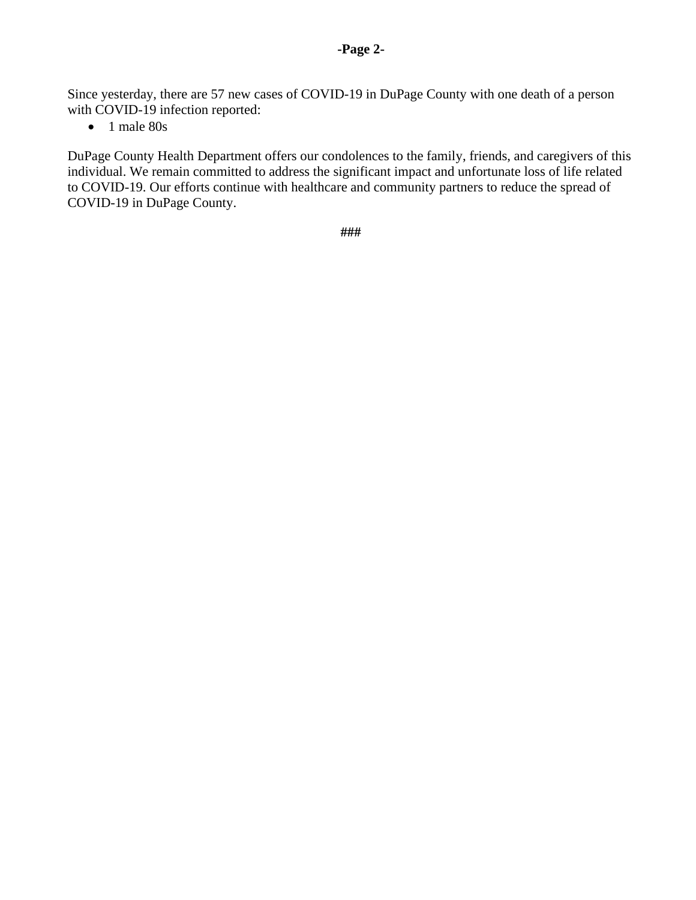Since yesterday, there are 57 new cases of COVID-19 in DuPage County with one death of a person with COVID-19 infection reported:

- 1 male 80s

DuPage County Health Department offers our condolences to the family, friends, and caregivers of this individual. We remain committed to address the significant impact and unfortunate loss of life related to COVID-19. Our efforts continue with healthcare and community partners to reduce the spread of COVID-19 in DuPage County.

**###**